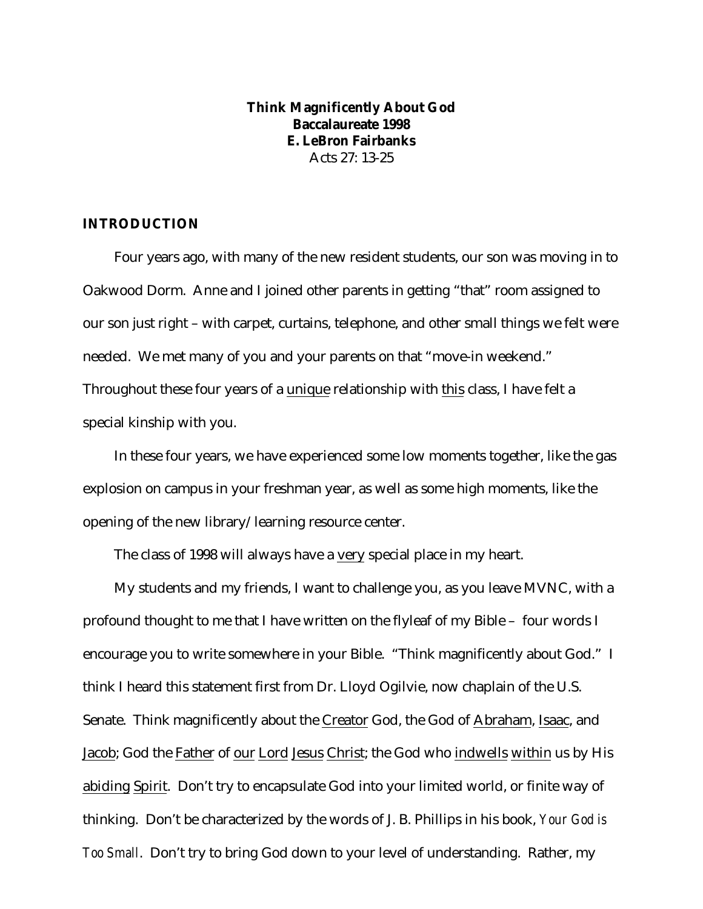**Think Magnificently About God**
**Baccalaureate 1998**
**E. LeBron Fairbanks**
Acts 27: 13-25

## INTRODUCTION

Four years ago, with many of the new resident students, our son was moving in to Oakwood Dorm. Anne and I joined other parents in getting "that" room assigned to our son just right – with carpet, curtains, telephone, and other small things we felt were needed. We met many of you and your parents on that "move-in weekend." Throughout these four years of a unique relationship with this class, I have felt a special kinship with you.

In these four years, we have experienced some low moments together, like the gas explosion on campus in your freshman year, as well as some high moments, like the opening of the new library/learning resource center.

The class of 1998 will always have a very special place in my heart.

My students and my friends, I want to challenge you, as you leave MVNC, with a profound thought to me that I have written on the flyleaf of my Bible – four words I encourage you to write somewhere in your Bible. "Think magnificently about God." I think I heard this statement first from Dr. Lloyd Ogilvie, now chaplain of the U.S. Senate. Think magnificently about the Creator God, the God of Abraham, Isaac, and Jacob; God the Father of our Lord Jesus Christ; the God who indwells within us by His abiding Spirit. Don't try to encapsulate God into your limited world, or finite way of thinking. Don't be characterized by the words of J. B. Phillips in his book, *Your God is Too Small*. Don't try to bring God down to your level of understanding. Rather, my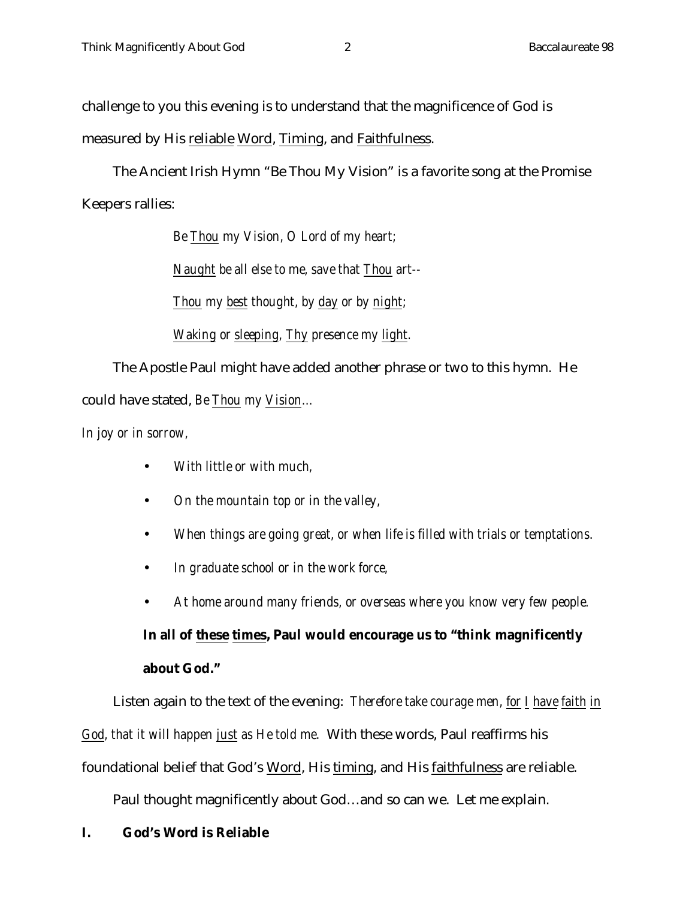challenge to you this evening is to understand that the magnificence of God is measured by His <u>reliable</u> <u>Word</u>, <u>Timing</u>, and <u>Faithfulness</u>.

The Ancient Irish Hymn "Be Thou My Vision" is a favorite song at the Promise Keepers rallies:

> *Be <u>Thou</u> my Vision, O Lord of my heart;*
>
> *<u>Naught</u> be all else to me, save that <u>Thou</u> art--*
>
> *<u>Thou</u> my <u>best</u> thought, by <u>day</u> or by <u>night</u>;*
>
> *<u>Waking</u> or <u>sleeping</u>, <u>Thy</u> presence my <u>light</u>.*

The Apostle Paul might have added another phrase or two to this hymn. He could have stated, *Be <u>Thou</u> my <u>Vision</u>…*

*In joy or in sorrow,*

- *With little or with much,*
- *On the mountain top or in the valley,*
- *When things are going great, or when life is filled with trials or temptations.*
- *In graduate school or in the work force,*
- *At home around many friends, or overseas where you know very few people.*

**In all of <u>these</u> <u>times</u>, Paul would encourage us to "think magnificently about God."**

Listen again to the text of the evening: *Therefore take courage men, <u>for</u> <u>I</u> <u>have</u> <u>faith</u> <u>in</u> <u>God</u>, that it will happen <u>just</u> as He told me.* With these words, Paul reaffirms his foundational belief that God's <u>Word</u>, His <u>timing</u>, and His <u>faithfulness</u> are reliable.

Paul thought magnificently about God…and so can we. Let me explain.

## I. God's Word is Reliable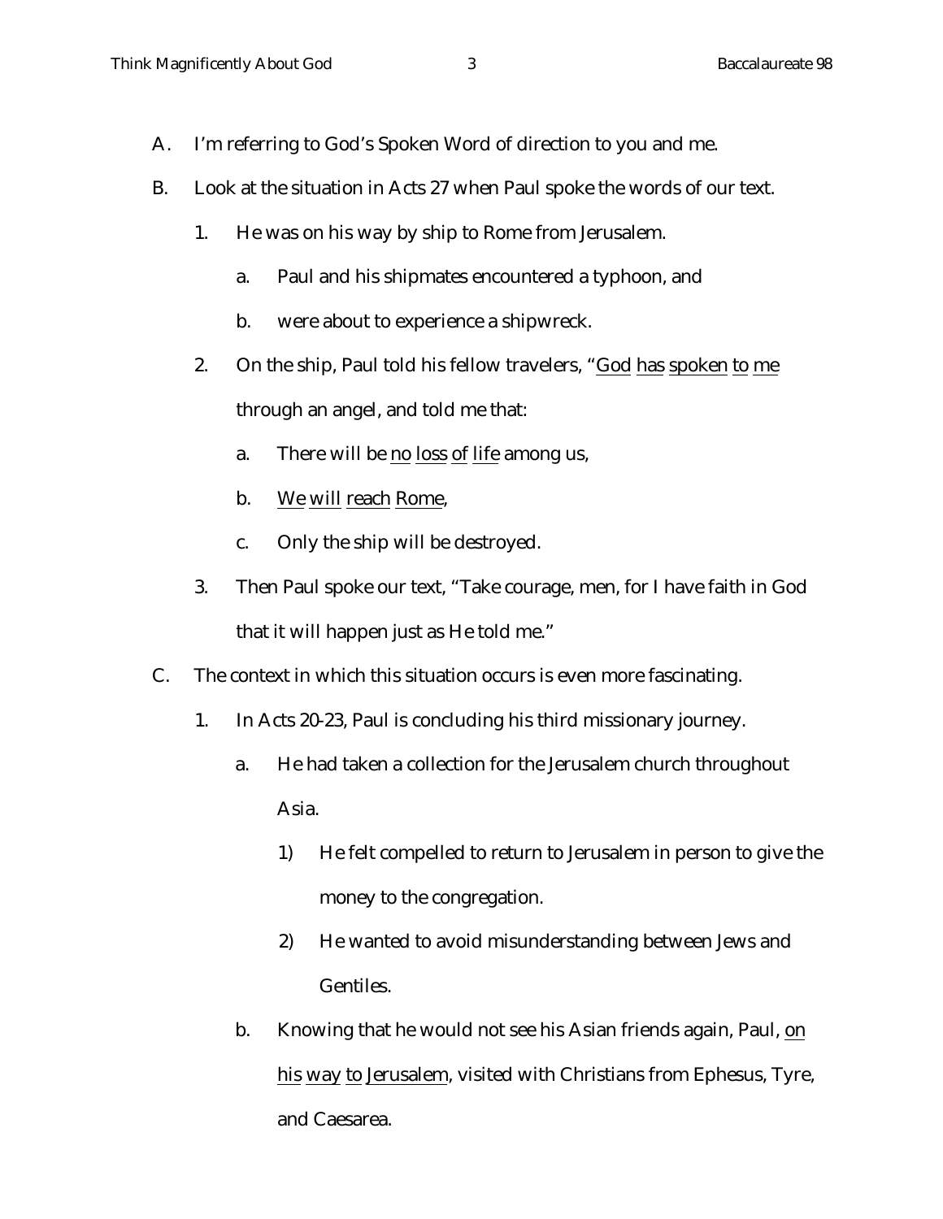A. I'm referring to God's Spoken Word of direction to you and me.

B. Look at the situation in Acts 27 when Paul spoke the words of our text.

   1. He was on his way by ship to Rome from Jerusalem.

      a. Paul and his shipmates encountered a typhoon, and

      b. were about to experience a shipwreck.

   2. On the ship, Paul told his fellow travelers, "<u>God has spoken to me</u> through an angel, and told me that:

      a. There will be <u>no loss of life</u> among us,

      b. <u>We will reach Rome</u>,

      c. Only the ship will be destroyed.

   3. Then Paul spoke our text, "Take courage, men, for I have faith in God that it will happen just as He told me."

C. The context in which this situation occurs is even more fascinating.

   1. In Acts 20-23, Paul is concluding his third missionary journey.

      a. He had taken a collection for the Jerusalem church throughout Asia.

         1) He felt compelled to return to Jerusalem in person to give the money to the congregation.

         2) He wanted to avoid misunderstanding between Jews and Gentiles.

      b. Knowing that he would not see his Asian friends again, Paul, <u>on his way to Jerusalem</u>, visited with Christians from Ephesus, Tyre, and Caesarea.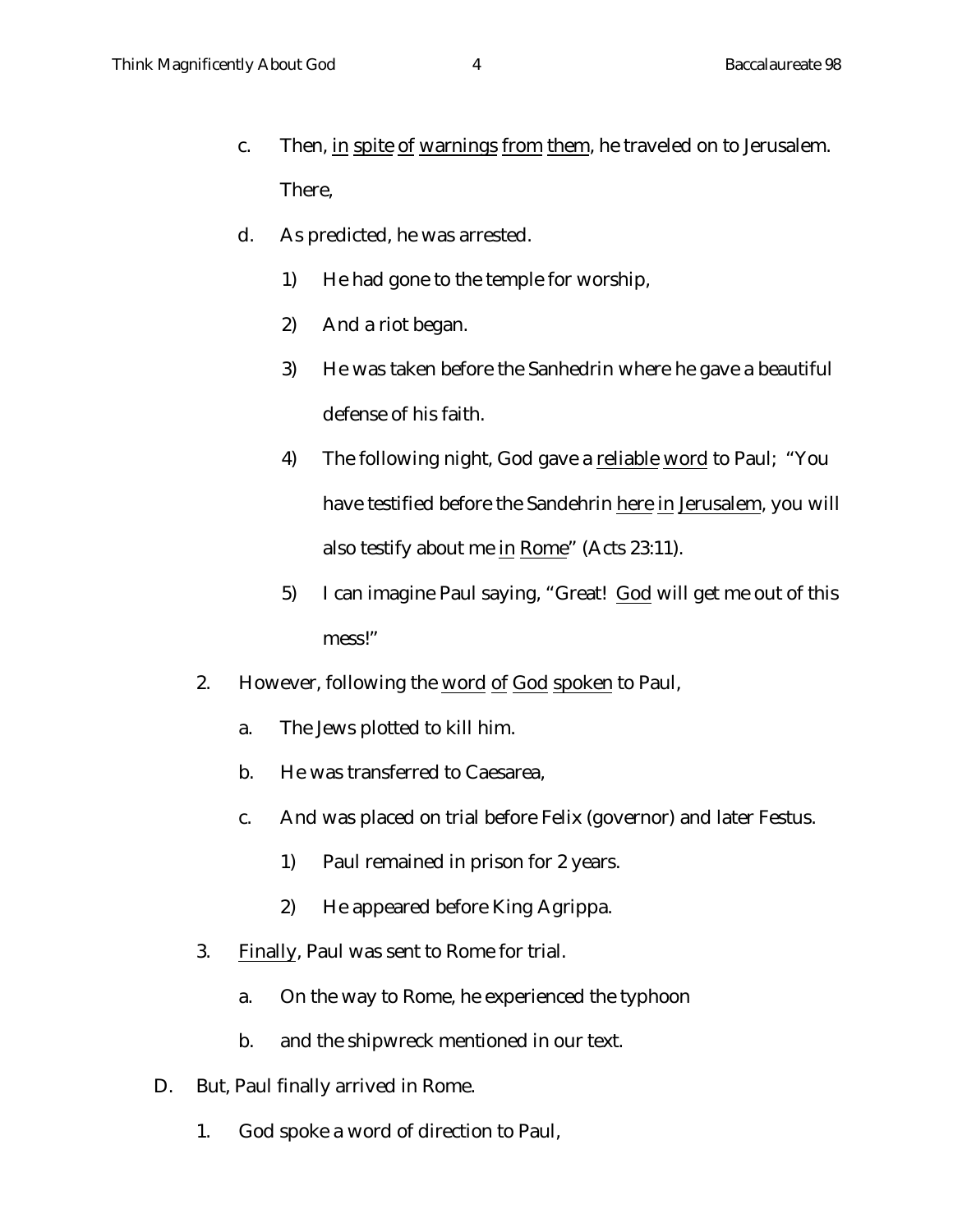c. Then, in spite of warnings from them, he traveled on to Jerusalem. There,

d. As predicted, he was arrested.

   1) He had gone to the temple for worship,

   2) And a riot began.

   3) He was taken before the Sanhedrin where he gave a beautiful defense of his faith.

   4) The following night, God gave a reliable word to Paul; "You have testified before the Sandehrin here in Jerusalem, you will also testify about me in Rome" (Acts 23:11).

   5) I can imagine Paul saying, "Great! God will get me out of this mess!"

2. However, following the word of God spoken to Paul,

   a. The Jews plotted to kill him.

   b. He was transferred to Caesarea,

   c. And was placed on trial before Felix (governor) and later Festus.

      1) Paul remained in prison for 2 years.

      2) He appeared before King Agrippa.

3. Finally, Paul was sent to Rome for trial.

   a. On the way to Rome, he experienced the typhoon

   b. and the shipwreck mentioned in our text.

D. But, Paul finally arrived in Rome.

   1. God spoke a word of direction to Paul,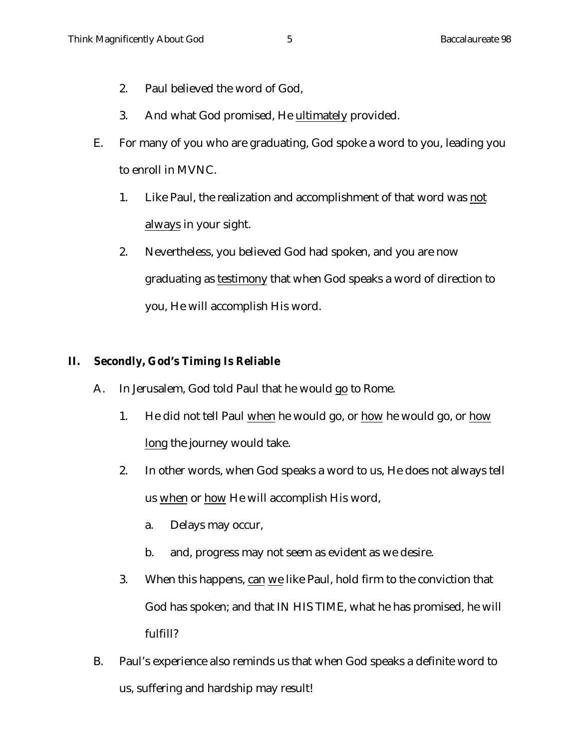2. Paul believed the word of God,
3. And what God promised, He <u>ultimately</u> provided.

E. For many of you who are graduating, God spoke a word to you, leading you to enroll in MVNC.

1. Like Paul, the realization and accomplishment of that word was <u>not always</u> in your sight.
2. Nevertheless, you believed God had spoken, and you are now graduating as <u>testimony</u> that when God speaks a word of direction to you, He will accomplish His word.

## II. Secondly, God's Timing Is Reliable

A. In Jerusalem, God told Paul that he would <u>go</u> to Rome.

1. He did not tell Paul <u>when</u> he would go, or <u>how</u> he would go, or <u>how long</u> the journey would take.
2. In other words, when God speaks a word to us, He does not always tell us <u>when</u> or <u>how</u> He will accomplish His word,
   a. Delays may occur,
   b. and, progress may not seem as evident as we desire.
3. When this happens, <u>can</u> <u>we</u> like Paul, hold firm to the conviction that God has spoken; and that IN HIS TIME, what he has promised, he will fulfill?

B. Paul's experience also reminds us that when God speaks a definite word to us, suffering and hardship may result!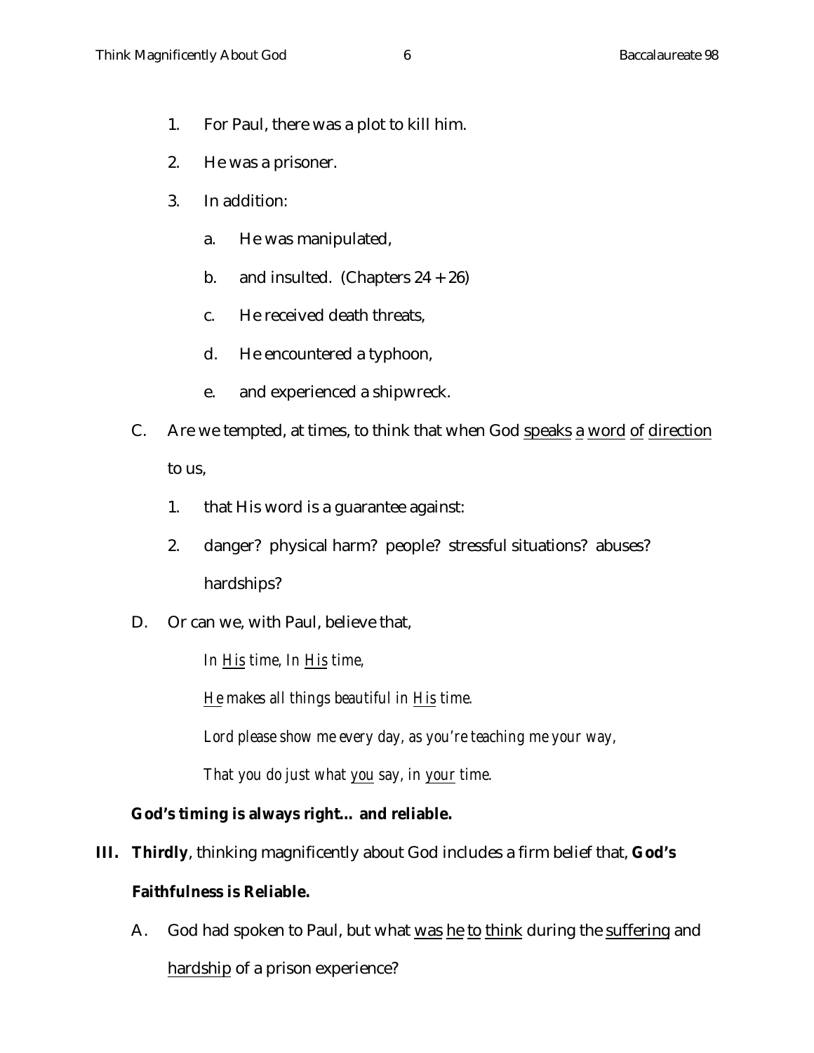1. For Paul, there was a plot to kill him.
2. He was a prisoner.
3. In addition:
    a. He was manipulated,
    b. and insulted. (Chapters 24 + 26)
    c. He received death threats,
    d. He encountered a typhoon,
    e. and experienced a shipwreck.

C. Are we tempted, at times, to think that when God <u>speaks</u> <u>a</u> <u>word</u> <u>of</u> <u>direction</u> to us,
1. that His word is a guarantee against:
2. danger? physical harm? people? stressful situations? abuses? hardships?

D. Or can we, with Paul, believe that,

*In <u>His</u> time, In <u>His</u> time,*

*<u>He</u> makes all things beautiful in <u>His</u> time.*

*Lord please show me every day, as you're teaching me your way,*

*That you do just what <u>you</u> say, in <u>your</u> time.*

**God's timing is always right... and reliable.**

**III. Thirdly**, thinking magnificently about God includes a firm belief that, **God's Faithfulness is Reliable.**

A. God had spoken to Paul, but what <u>was</u> <u>he</u> <u>to</u> <u>think</u> during the <u>suffering</u> and <u>hardship</u> of a prison experience?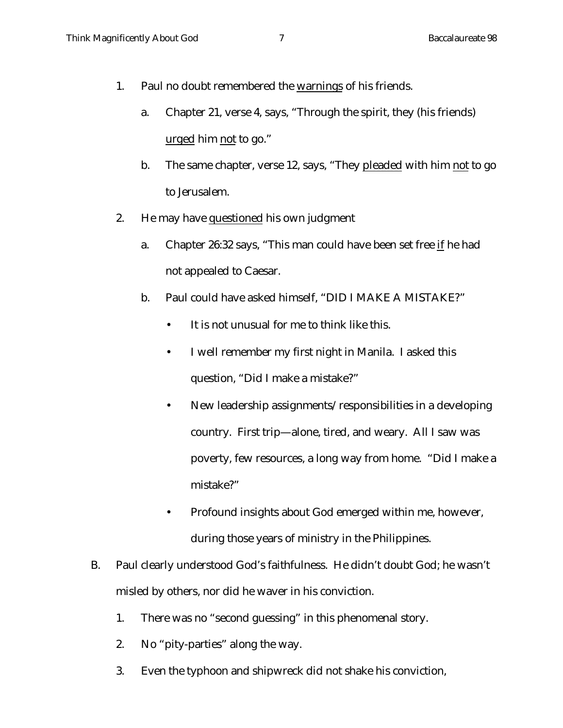1. Paul no doubt remembered the <u>warnings</u> of his friends.

    a. Chapter 21, verse 4, says, "Through the spirit, they (his friends) <u>urged</u> him <u>not</u> to go."

    b. The same chapter, verse 12, says, "They <u>pleaded</u> with him <u>not</u> to go to Jerusalem.

2. He may have <u>questioned</u> his own judgment

    a. Chapter 26:32 says, "This man could have been set free <u>if</u> he had not appealed to Caesar.

    b. Paul could have asked himself, "DID I MAKE A MISTAKE?"

        - It is not unusual for me to think like this.
        - I well remember my first night in Manila. I asked this question, "Did I make a mistake?"
        - New leadership assignments/responsibilities in a developing country. First trip—alone, tired, and weary. All I saw was poverty, few resources, a long way from home. "Did I make a mistake?"
        - Profound insights about God emerged within me, however, during those years of ministry in the Philippines.

B. Paul clearly understood God's faithfulness. He didn't doubt God; he wasn't misled by others, nor did he waver in his conviction.

1. There was no "second guessing" in this phenomenal story.
2. No "pity-parties" along the way.
3. Even the typhoon and shipwreck did not shake his conviction,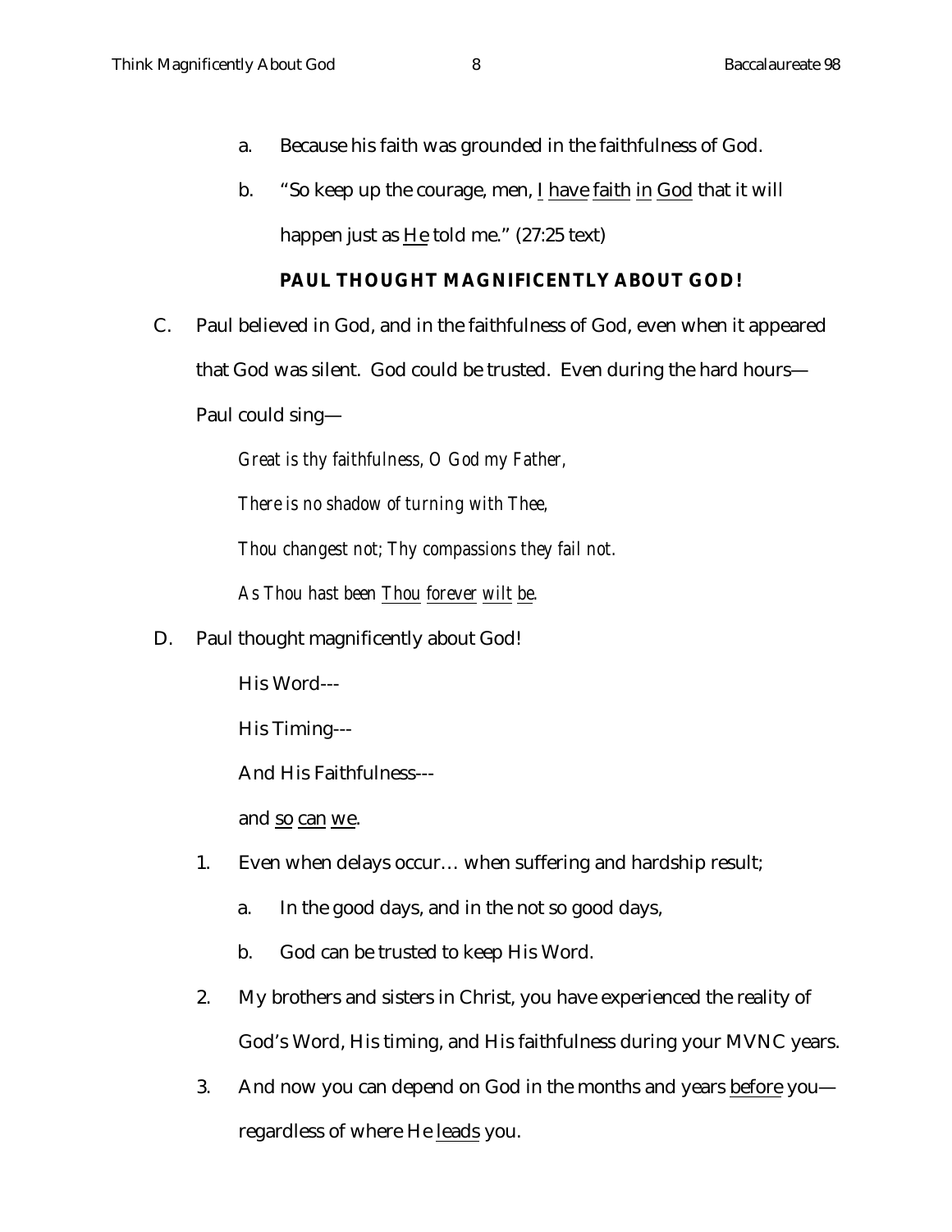a. Because his faith was grounded in the faithfulness of God.

b. "So keep up the courage, men, I have faith in God that it will happen just as He told me." (27:25 text)

**PAUL THOUGHT MAGNIFICENTLY ABOUT GOD!**

C. Paul believed in God, and in the faithfulness of God, even when it appeared that God was silent. God could be trusted. Even during the hard hours—Paul could sing—

*Great is thy faithfulness, O God my Father,*

*There is no shadow of turning with Thee,*

*Thou changest not; Thy compassions they fail not.*

*As Thou hast been Thou forever wilt be.*

D. Paul thought magnificently about God!

His Word---

His Timing---

And His Faithfulness---

and so can we.

1. Even when delays occur… when suffering and hardship result;
   a. In the good days, and in the not so good days,
   b. God can be trusted to keep His Word.
2. My brothers and sisters in Christ, you have experienced the reality of God's Word, His timing, and His faithfulness during your MVNC years.
3. And now you can depend on God in the months and years before you—regardless of where He leads you.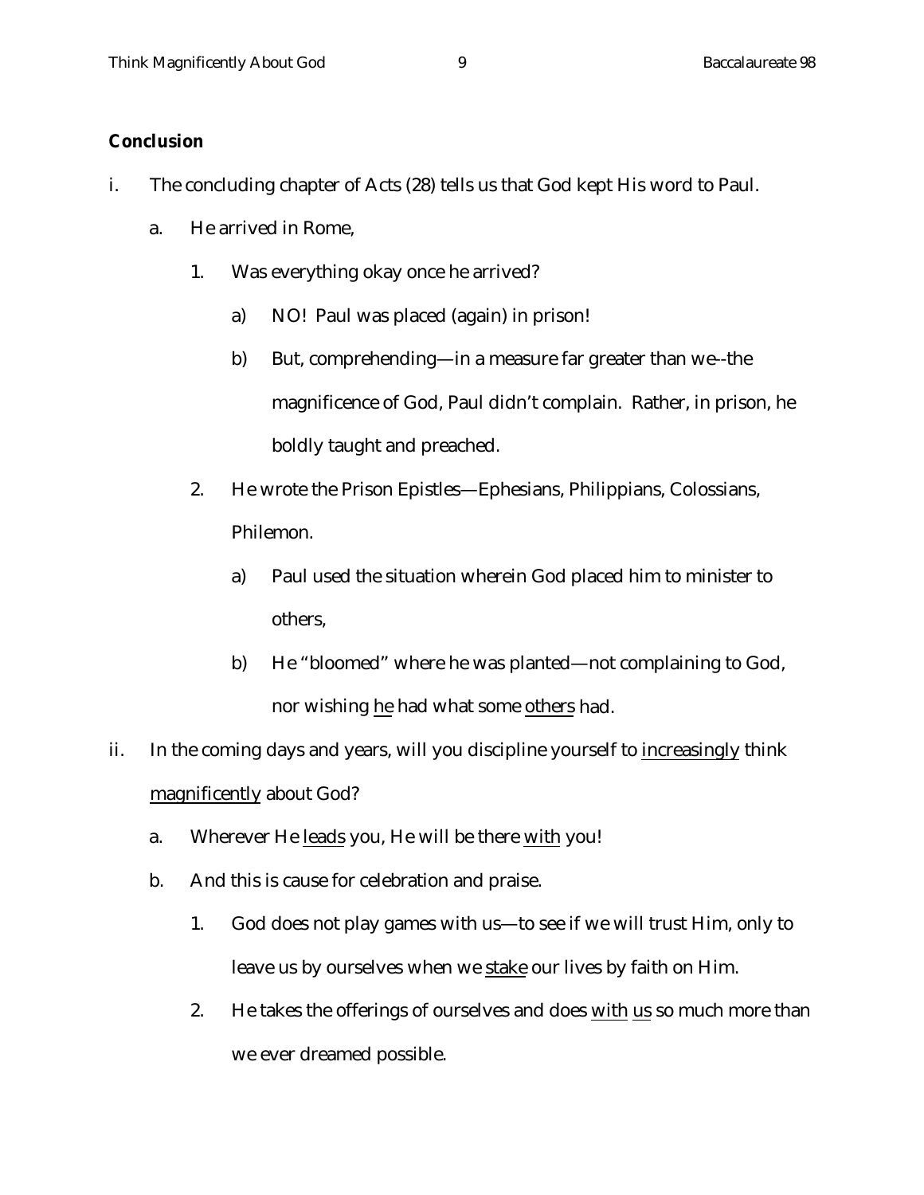**Conclusion**

i. The concluding chapter of Acts (28) tells us that God kept His word to Paul.

   a. He arrived in Rome,

      1. Was everything okay once he arrived?

         a) NO! Paul was placed (again) in prison!

         b) But, comprehending—in a measure far greater than we--the magnificence of God, Paul didn't complain. Rather, in prison, he boldly taught and preached.

      2. He wrote the Prison Epistles—Ephesians, Philippians, Colossians, Philemon.

         a) Paul used the situation wherein God placed him to minister to others,

         b) He "bloomed" where he was planted—not complaining to God, nor wishing <u>he</u> had what some <u>others</u> had.

ii. In the coming days and years, will you discipline yourself to <u>increasingly</u> think <u>magnificently</u> about God?

   a. Wherever He <u>leads</u> you, He will be there <u>with</u> you!

   b. And this is cause for celebration and praise.

      1. God does not play games with us—to see if we will trust Him, only to leave us by ourselves when we <u>stake</u> our lives by faith on Him.

      2. He takes the offerings of ourselves and does <u>with</u> <u>us</u> so much more than we ever dreamed possible.